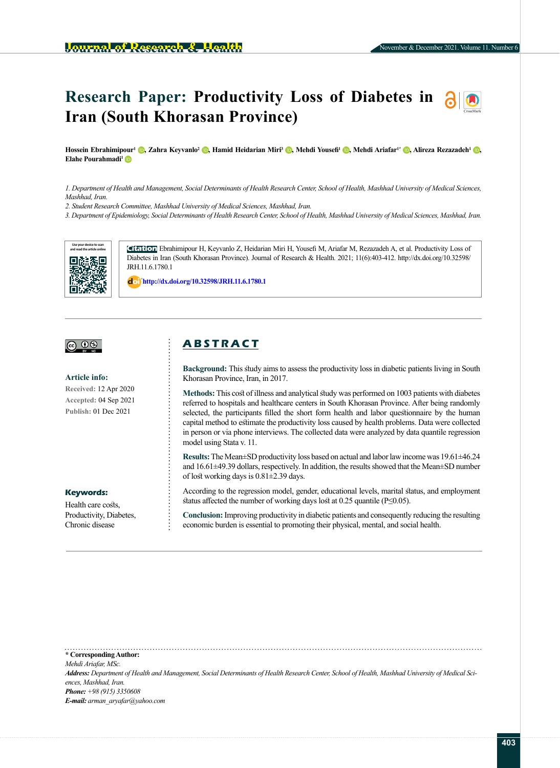# Research Paper: Productivity Loss of Diabetes in Iran (South Khorasan Province)

**Hossein Ebrahimipour[1], Zahra Keyvanlo[2], Hamid Heidarian Miri[3], Mehdi Yousefi[1], Mehdi Ariafar[1*], Alireza Rezazadeh[1], Elahe Pourahmadi[1]**

*1. Department of Health and Management, Social Determinants of Health Research Center, School of Health, Mashhad University of Medical Sciences, Mashhad, Iran.*

*2. Student Research Committee, Mashhad University of Medical Sciences, Mashhad, Iran.*

*3. Department of Epidemiology, Social Determinants of Health Research Center, School of Health, Mashhad University of Medical Sciences, Mashhad, Iran.*

Use your device to scan and read the article online

**Citation** Ebrahimipour H, Keyvanlo Z, Heidarian Miri H, Yousefi M, Ariafar M, Rezazadeh A, et al. Productivity Loss of Diabetes in Iran (South Khorasan Province). Journal of Research & Health. 2021; 11(6):403-412. http://dx.doi.org/10.32598/JRH.11.6.1780.1

doi http://dx.doi.org/10.32598/JRH.11.6.1780.1

**Article info:**

**Received:** 12 Apr 2020

**Accepted:** 04 Sep 2021

**Publish:** 01 Dec 2021

**Keywords:**

Health care costs, Productivity, Diabetes, Chronic disease

## ABSTRACT

**Background:** This study aims to assess the productivity loss in diabetic patients living in South Khorasan Province, Iran, in 2017.

**Methods:** This cost of illness and analytical study was performed on 1003 patients with diabetes referred to hospitals and healthcare centers in South Khorasan Province. After being randomly selected, the participants filled the short form health and labor questionnaire by the human capital method to estimate the productivity loss caused by health problems. Data were collected in person or via phone interviews. The collected data were analyzed by data quantile regression model using Stata v. 11.

**Results:** The Mean±SD productivity loss based on actual and labor law income was 19.61±46.24 and 16.61±49.39 dollars, respectively. In addition, the results showed that the Mean±SD number of lost working days is 0.81±2.39 days.

According to the regression model, gender, educational levels, marital status, and employment status affected the number of working days lost at 0.25 quantile (P≤0.05).

**Conclusion:** Improving productivity in diabetic patients and consequently reducing the resulting economic burden is essential to promoting their physical, mental, and social health.

**\* Corresponding Author:**

*Mehdi Ariafar, MSc.*

***Address:*** *Department of Health and Management, Social Determinants of Health Research Center, School of Health, Mashhad University of Medical Sciences, Mashhad, Iran.*

***Phone:*** *+98 (915) 3350608*

***E-mail:*** *arman_aryafar@yahoo.com*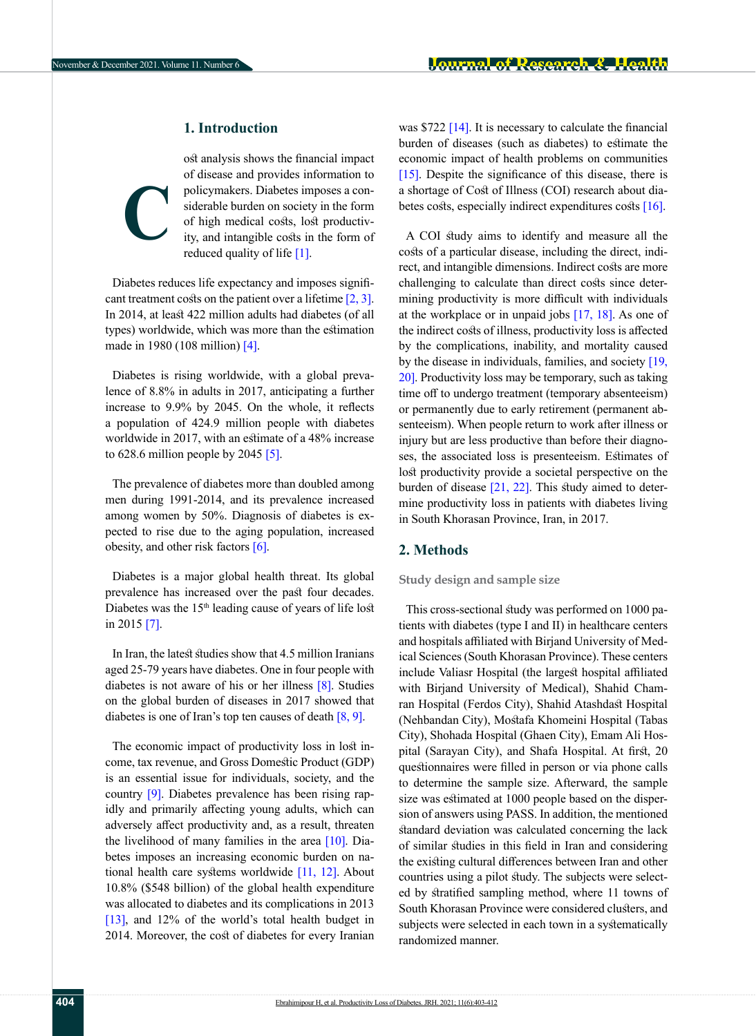## 1. Introduction

Cost analysis shows the financial impact of disease and provides information to policymakers. Diabetes imposes a considerable burden on society in the form of high medical costs, lost productivity, and intangible costs in the form of reduced quality of life [1].

Diabetes reduces life expectancy and imposes significant treatment costs on the patient over a lifetime [2, 3]. In 2014, at least 422 million adults had diabetes (of all types) worldwide, which was more than the estimation made in 1980 (108 million) [4].

Diabetes is rising worldwide, with a global prevalence of 8.8% in adults in 2017, anticipating a further increase to 9.9% by 2045. On the whole, it reflects a population of 424.9 million people with diabetes worldwide in 2017, with an estimate of a 48% increase to 628.6 million people by 2045 [5].

The prevalence of diabetes more than doubled among men during 1991-2014, and its prevalence increased among women by 50%. Diagnosis of diabetes is expected to rise due to the aging population, increased obesity, and other risk factors [6].

Diabetes is a major global health threat. Its global prevalence has increased over the past four decades. Diabetes was the 15th leading cause of years of life lost in 2015 [7].

In Iran, the latest studies show that 4.5 million Iranians aged 25-79 years have diabetes. One in four people with diabetes is not aware of his or her illness [8]. Studies on the global burden of diseases in 2017 showed that diabetes is one of Iran's top ten causes of death [8, 9].

The economic impact of productivity loss in lost income, tax revenue, and Gross Domestic Product (GDP) is an essential issue for individuals, society, and the country [9]. Diabetes prevalence has been rising rapidly and primarily affecting young adults, which can adversely affect productivity and, as a result, threaten the livelihood of many families in the area [10]. Diabetes imposes an increasing economic burden on national health care systems worldwide [11, 12]. About 10.8% ($548 billion) of the global health expenditure was allocated to diabetes and its complications in 2013 [13], and 12% of the world's total health budget in 2014. Moreover, the cost of diabetes for every Iranian was $722 [14]. It is necessary to calculate the financial burden of diseases (such as diabetes) to estimate the economic impact of health problems on communities [15]. Despite the significance of this disease, there is a shortage of Cost of Illness (COI) research about diabetes costs, especially indirect expenditures costs [16].

A COI study aims to identify and measure all the costs of a particular disease, including the direct, indirect, and intangible dimensions. Indirect costs are more challenging to calculate than direct costs since determining productivity is more difficult with individuals at the workplace or in unpaid jobs [17, 18]. As one of the indirect costs of illness, productivity loss is affected by the complications, inability, and mortality caused by the disease in individuals, families, and society [19, 20]. Productivity loss may be temporary, such as taking time off to undergo treatment (temporary absenteeism) or permanently due to early retirement (permanent absenteeism). When people return to work after illness or injury but are less productive than before their diagnoses, the associated loss is presenteeism. Estimates of lost productivity provide a societal perspective on the burden of disease [21, 22]. This study aimed to determine productivity loss in patients with diabetes living in South Khorasan Province, Iran, in 2017.

## 2. Methods

### Study design and sample size

This cross-sectional study was performed on 1000 patients with diabetes (type I and II) in healthcare centers and hospitals affiliated with Birjand University of Medical Sciences (South Khorasan Province). These centers include Valiasr Hospital (the largest hospital affiliated with Birjand University of Medical), Shahid Chamran Hospital (Ferdos City), Shahid Atashdast Hospital (Nehbandan City), Mostafa Khomeini Hospital (Tabas City), Shohada Hospital (Ghaen City), Emam Ali Hospital (Sarayan City), and Shafa Hospital. At first, 20 questionnaires were filled in person or via phone calls to determine the sample size. Afterward, the sample size was estimated at 1000 people based on the dispersion of answers using PASS. In addition, the mentioned standard deviation was calculated concerning the lack of similar studies in this field in Iran and considering the existing cultural differences between Iran and other countries using a pilot study. The subjects were selected by stratified sampling method, where 11 towns of South Khorasan Province were considered clusters, and subjects were selected in each town in a systematically randomized manner.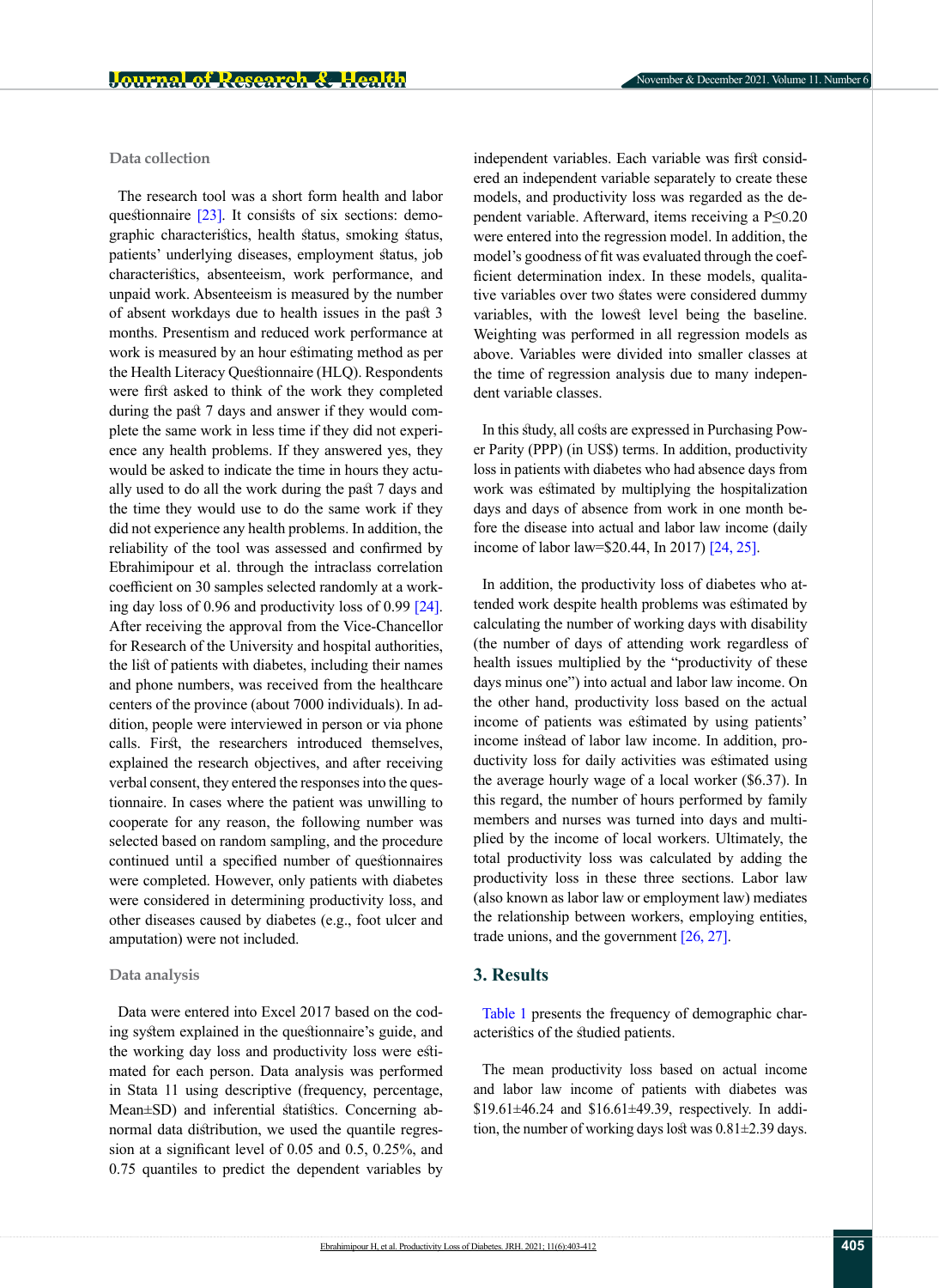### Data collection

The research tool was a short form health and labor questionnaire [23]. It consists of six sections: demographic characteristics, health status, smoking status, patients' underlying diseases, employment status, job characteristics, absenteeism, work performance, and unpaid work. Absenteeism is measured by the number of absent workdays due to health issues in the past 3 months. Presentism and reduced work performance at work is measured by an hour estimating method as per the Health Literacy Questionnaire (HLQ). Respondents were first asked to think of the work they completed during the past 7 days and answer if they would complete the same work in less time if they did not experience any health problems. If they answered yes, they would be asked to indicate the time in hours they actually used to do all the work during the past 7 days and the time they would use to do the same work if they did not experience any health problems. In addition, the reliability of the tool was assessed and confirmed by Ebrahimipour et al. through the intraclass correlation coefficient on 30 samples selected randomly at a working day loss of 0.96 and productivity loss of 0.99 [24]. After receiving the approval from the Vice-Chancellor for Research of the University and hospital authorities, the list of patients with diabetes, including their names and phone numbers, was received from the healthcare centers of the province (about 7000 individuals). In addition, people were interviewed in person or via phone calls. First, the researchers introduced themselves, explained the research objectives, and after receiving verbal consent, they entered the responses into the questionnaire. In cases where the patient was unwilling to cooperate for any reason, the following number was selected based on random sampling, and the procedure continued until a specified number of questionnaires were completed. However, only patients with diabetes were considered in determining productivity loss, and other diseases caused by diabetes (e.g., foot ulcer and amputation) were not included.

### Data analysis

Data were entered into Excel 2017 based on the coding system explained in the questionnaire's guide, and the working day loss and productivity loss were estimated for each person. Data analysis was performed in Stata 11 using descriptive (frequency, percentage, Mean±SD) and inferential statistics. Concerning abnormal data distribution, we used the quantile regression at a significant level of 0.05 and 0.5, 0.25%, and 0.75 quantiles to predict the dependent variables by independent variables. Each variable was first considered an independent variable separately to create these models, and productivity loss was regarded as the dependent variable. Afterward, items receiving a $P \leq 0.20$ were entered into the regression model. In addition, the model's goodness of fit was evaluated through the coefficient determination index. In these models, qualitative variables over two states were considered dummy variables, with the lowest level being the baseline. Weighting was performed in all regression models as above. Variables were divided into smaller classes at the time of regression analysis due to many independent variable classes.

In this study, all costs are expressed in Purchasing Power Parity (PPP) (in US$) terms. In addition, productivity loss in patients with diabetes who had absence days from work was estimated by multiplying the hospitalization days and days of absence from work in one month before the disease into actual and labor law income (daily income of labor law=$20.44, In 2017) [24, 25].

In addition, the productivity loss of diabetes who attended work despite health problems was estimated by calculating the number of working days with disability (the number of days of attending work regardless of health issues multiplied by the "productivity of these days minus one") into actual and labor law income. On the other hand, productivity loss based on the actual income of patients was estimated by using patients' income instead of labor law income. In addition, productivity loss for daily activities was estimated using the average hourly wage of a local worker ($6.37). In this regard, the number of hours performed by family members and nurses was turned into days and multiplied by the income of local workers. Ultimately, the total productivity loss was calculated by adding the productivity loss in these three sections. Labor law (also known as labor law or employment law) mediates the relationship between workers, employing entities, trade unions, and the government [26, 27].

## 3. Results

Table 1 presents the frequency of demographic characteristics of the studied patients.

The mean productivity loss based on actual income and labor law income of patients with diabetes was $19.61±46.24 and $16.61±49.39, respectively. In addition, the number of working days lost was 0.81±2.39 days.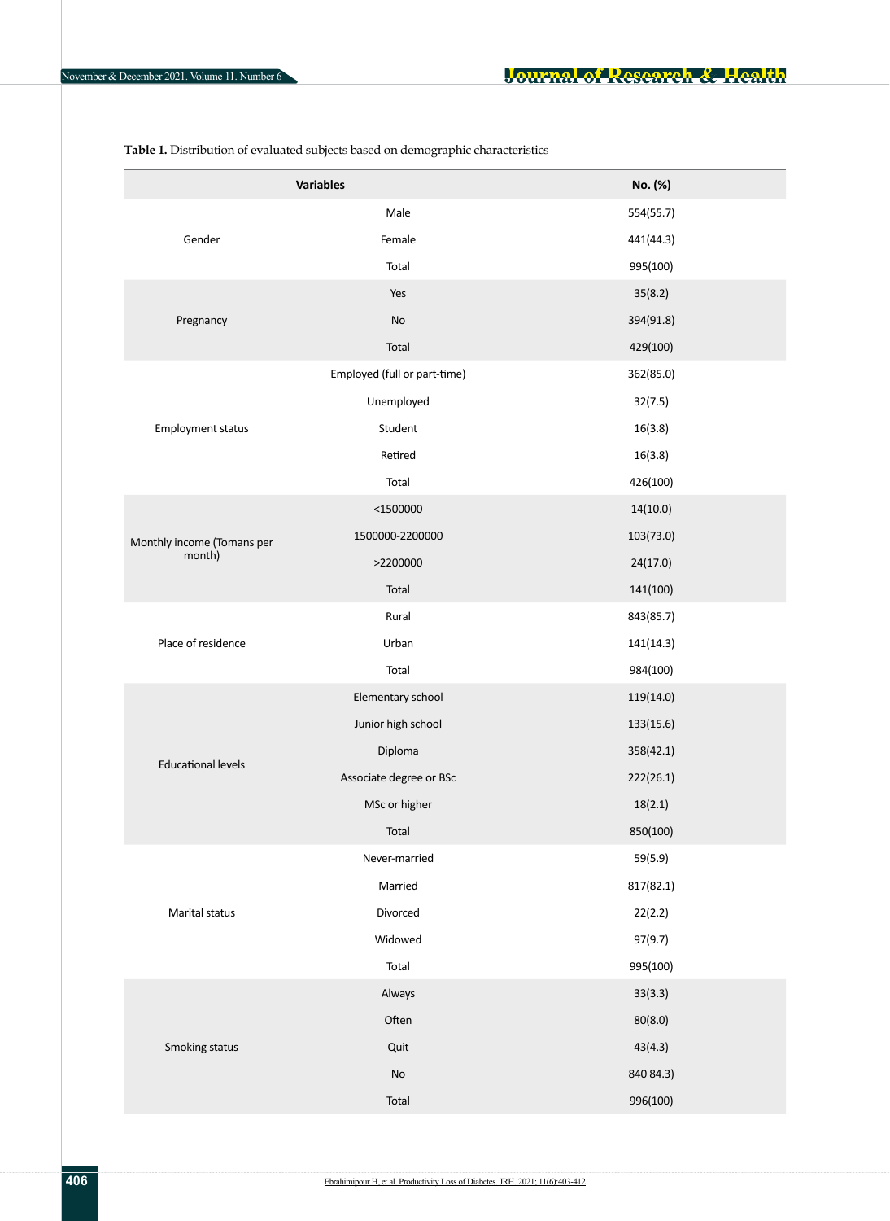**Table 1.** Distribution of evaluated subjects based on demographic characteristics

| Variables | | No. (%) |
|---|---|---|
| Gender | Male | 554(55.7) |
| | Female | 441(44.3) |
| | Total | 995(100) |
| Pregnancy | Yes | 35(8.2) |
| | No | 394(91.8) |
| | Total | 429(100) |
| Employment status | Employed (full or part-time) | 362(85.0) |
| | Unemployed | 32(7.5) |
| | Student | 16(3.8) |
| | Retired | 16(3.8) |
| | Total | 426(100) |
| Monthly income (Tomans per month) | <1500000 | 14(10.0) |
| | 1500000-2200000 | 103(73.0) |
| | >2200000 | 24(17.0) |
| | Total | 141(100) |
| Place of residence | Rural | 843(85.7) |
| | Urban | 141(14.3) |
| | Total | 984(100) |
| Educational levels | Elementary school | 119(14.0) |
| | Junior high school | 133(15.6) |
| | Diploma | 358(42.1) |
| | Associate degree or BSc | 222(26.1) |
| | MSc or higher | 18(2.1) |
| | Total | 850(100) |
| Marital status | Never-married | 59(5.9) |
| | Married | 817(82.1) |
| | Divorced | 22(2.2) |
| | Widowed | 97(9.7) |
| | Total | 995(100) |
| Smoking status | Always | 33(3.3) |
| | Often | 80(8.0) |
| | Quit | 43(4.3) |
| | No | 840 84.3) |
| | Total | 996(100) |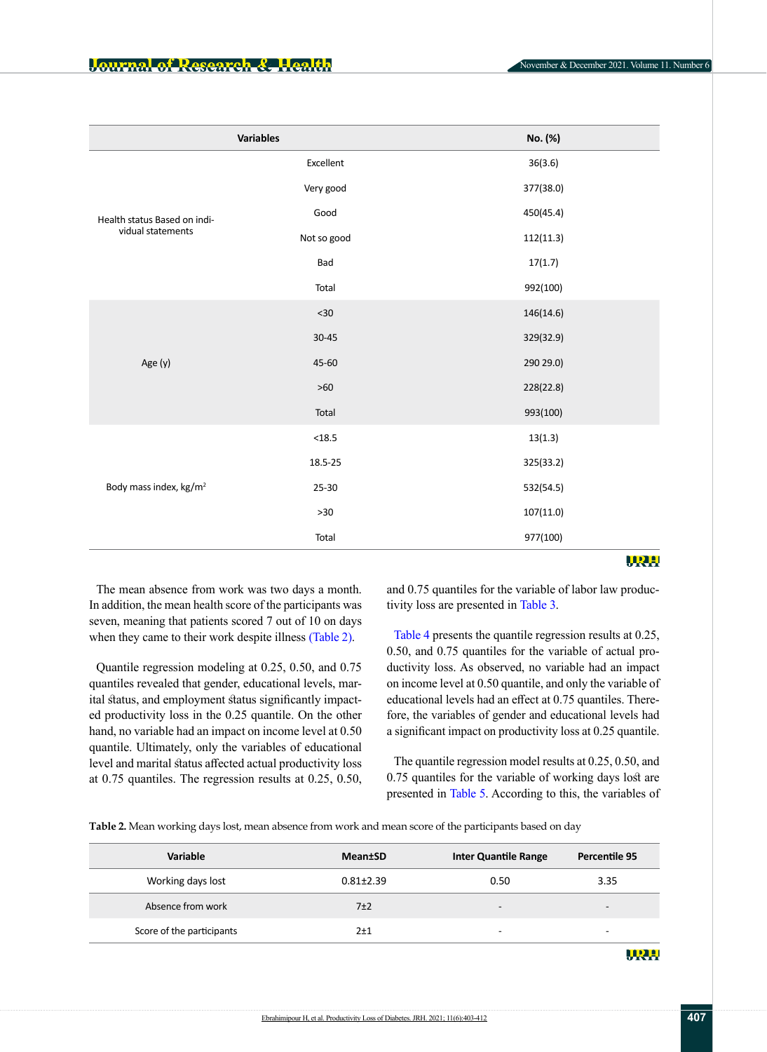| Variables | | No. (%) |
|---|---|---|
| Health status Based on individual statements | Excellent | 36(3.6) |
| | Very good | 377(38.0) |
| | Good | 450(45.4) |
| | Not so good | 112(11.3) |
| | Bad | 17(1.7) |
| | Total | 992(100) |
| Age (y) | <30 | 146(14.6) |
| | 30-45 | 329(32.9) |
| | 45-60 | 290 29.0) |
| | >60 | 228(22.8) |
| | Total | 993(100) |
| Body mass index, kg/m$^2$ | <18.5 | 13(1.3) |
| | 18.5-25 | 325(33.2) |
| | 25-30 | 532(54.5) |
| | >30 | 107(11.0) |
| | Total | 977(100) |

The mean absence from work was two days a month. In addition, the mean health score of the participants was seven, meaning that patients scored 7 out of 10 on days when they came to their work despite illness (Table 2).

Quantile regression modeling at 0.25, 0.50, and 0.75 quantiles revealed that gender, educational levels, marital status, and employment status significantly impacted productivity loss in the 0.25 quantile. On the other hand, no variable had an impact on income level at 0.50 quantile. Ultimately, only the variables of educational level and marital status affected actual productivity loss at 0.75 quantiles. The regression results at 0.25, 0.50, and 0.75 quantiles for the variable of labor law productivity loss are presented in Table 3.

Table 4 presents the quantile regression results at 0.25, 0.50, and 0.75 quantiles for the variable of actual productivity loss. As observed, no variable had an impact on income level at 0.50 quantile, and only the variable of educational levels had an effect at 0.75 quantiles. Therefore, the variables of gender and educational levels had a significant impact on productivity loss at 0.25 quantile.

The quantile regression model results at 0.25, 0.50, and 0.75 quantiles for the variable of working days lost are presented in Table 5. According to this, the variables of

**Table 2.** Mean working days lost, mean absence from work and mean score of the participants based on day

| Variable | Mean±SD | Inter Quantile Range | Percentile 95 |
|---|---|---|---|
| Working days lost | 0.81±2.39 | 0.50 | 3.35 |
| Absence from work | 7±2 | - | - |
| Score of the participants | 2±1 | - | - |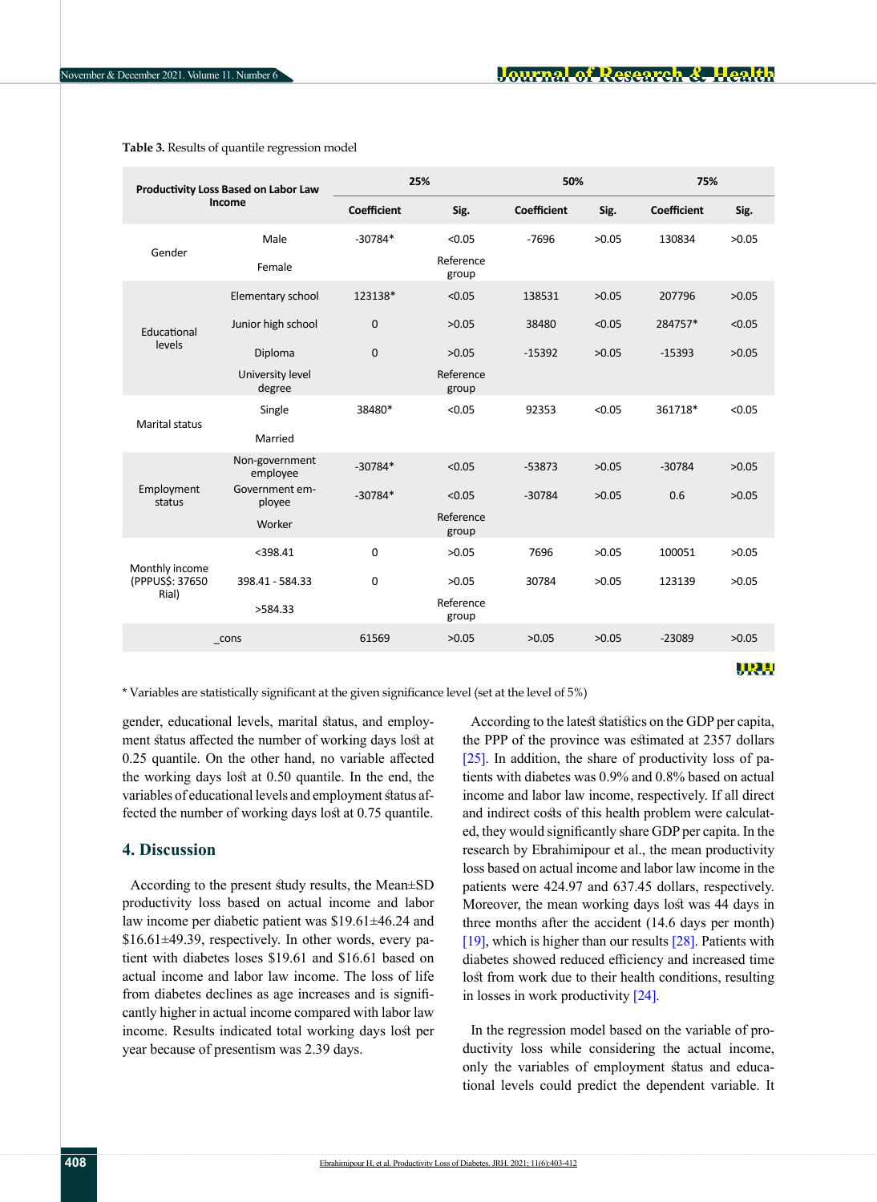**Table 3.** Results of quantile regression model

| Productivity Loss Based on Labor Law Income | | 25% | | 50% | | 75% | |
|---|---|---|---|---|---|---|---|
| | | Coefficient | Sig. | Coefficient | Sig. | Coefficient | Sig. |
| Gender | Male | -30784* | <0.05 | -7696 | >0.05 | 130834 | >0.05 |
| | Female | | Reference group | | | | |
| Educational levels | Elementary school | 123138* | <0.05 | 138531 | >0.05 | 207796 | >0.05 |
| | Junior high school | 0 | >0.05 | 38480 | <0.05 | 284757* | <0.05 |
| | Diploma | 0 | >0.05 | -15392 | >0.05 | -15393 | >0.05 |
| | University level degree | | Reference group | | | | |
| Marital status | Single | 38480* | <0.05 | 92353 | <0.05 | 361718* | <0.05 |
| | Married | | | | | | |
| Employment status | Non-government employee | -30784* | <0.05 | -53873 | >0.05 | -30784 | >0.05 |
| | Government employee | -30784* | <0.05 | -30784 | >0.05 | 0.6 | >0.05 |
| | Worker | | Reference group | | | | |
| Monthly income (PPPUS$: 37650 Rial) | <398.41 | 0 | >0.05 | 7696 | >0.05 | 100051 | >0.05 |
| | 398.41 - 584.33 | 0 | >0.05 | 30784 | >0.05 | 123139 | >0.05 |
| | >584.33 | | Reference group | | | | |
| _cons | | 61569 | >0.05 | >0.05 | >0.05 | -23089 | >0.05 |

* Variables are statistically significant at the given significance level (set at the level of 5%)

gender, educational levels, marital status, and employment status affected the number of working days lost at 0.25 quantile. On the other hand, no variable affected the working days lost at 0.50 quantile. In the end, the variables of educational levels and employment status affected the number of working days lost at 0.75 quantile.

## 4. Discussion

According to the present study results, the Mean±SD productivity loss based on actual income and labor law income per diabetic patient was \$19.61±46.24 and \$16.61±49.39, respectively. In other words, every patient with diabetes loses \$19.61 and \$16.61 based on actual income and labor law income. The loss of life from diabetes declines as age increases and is significantly higher in actual income compared with labor law income. Results indicated total working days lost per year because of presentism was 2.39 days.

According to the latest statistics on the GDP per capita, the PPP of the province was estimated at 2357 dollars [25]. In addition, the share of productivity loss of patients with diabetes was 0.9% and 0.8% based on actual income and labor law income, respectively. If all direct and indirect costs of this health problem were calculated, they would significantly share GDP per capita. In the research by Ebrahimipour et al., the mean productivity loss based on actual income and labor law income in the patients were 424.97 and 637.45 dollars, respectively. Moreover, the mean working days lost was 44 days in three months after the accident (14.6 days per month) [19], which is higher than our results [28]. Patients with diabetes showed reduced efficiency and increased time lost from work due to their health conditions, resulting in losses in work productivity [24].

In the regression model based on the variable of productivity loss while considering the actual income, only the variables of employment status and educational levels could predict the dependent variable. It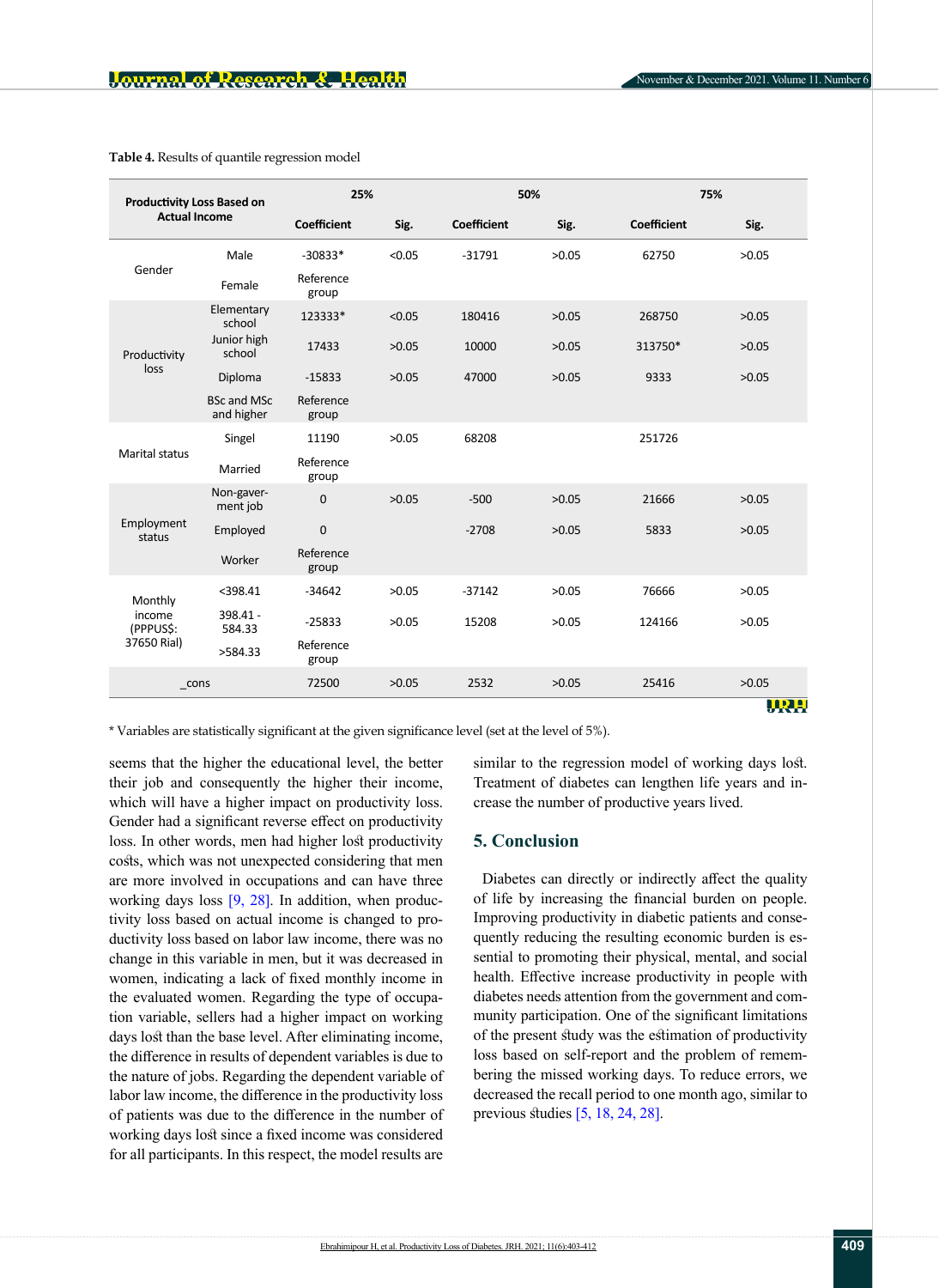**Table 4.** Results of quantile regression model

| Productivity Loss Based on Actual Income | | 25% | | 50% | | 75% | |
|---|---|---|---|---|---|---|---|
| | | Coefficient | Sig. | Coefficient | Sig. | Coefficient | Sig. |
| Gender | Male | -30833* | <0.05 | -31791 | >0.05 | 62750 | >0.05 |
| | Female | Reference group | | | | | |
| Productivity loss | Elementary school | 123333* | <0.05 | 180416 | >0.05 | 268750 | >0.05 |
| | Junior high school | 17433 | >0.05 | 10000 | >0.05 | 313750* | >0.05 |
| | Diploma | -15833 | >0.05 | 47000 | >0.05 | 9333 | >0.05 |
| | BSc and MSc and higher | Reference group | | | | | |
| Marital status | Singel | 11190 | >0.05 | 68208 | | 251726 | |
| | Married | Reference group | | | | | |
| Employment status | Non-gaver-ment job | 0 | >0.05 | -500 | >0.05 | 21666 | >0.05 |
| | Employed | 0 | | -2708 | >0.05 | 5833 | >0.05 |
| | Worker | Reference group | | | | | |
| Monthly income (PPPUS$: 37650 Rial) | <398.41 | -34642 | >0.05 | -37142 | >0.05 | 76666 | >0.05 |
| | 398.41 - 584.33 | -25833 | >0.05 | 15208 | >0.05 | 124166 | >0.05 |
| | >584.33 | Reference group | | | | | |
| _cons | | 72500 | >0.05 | 2532 | >0.05 | 25416 | >0.05 |

\* Variables are statistically significant at the given significance level (set at the level of 5%).

seems that the higher the educational level, the better their job and consequently the higher their income, which will have a higher impact on productivity loss. Gender had a significant reverse effect on productivity loss. In other words, men had higher lost productivity costs, which was not unexpected considering that men are more involved in occupations and can have three working days loss [9, 28]. In addition, when productivity loss based on actual income is changed to productivity loss based on labor law income, there was no change in this variable in men, but it was decreased in women, indicating a lack of fixed monthly income in the evaluated women. Regarding the type of occupation variable, sellers had a higher impact on working days lost than the base level. After eliminating income, the difference in results of dependent variables is due to the nature of jobs. Regarding the dependent variable of labor law income, the difference in the productivity loss of patients was due to the difference in the number of working days lost since a fixed income was considered for all participants. In this respect, the model results are similar to the regression model of working days lost. Treatment of diabetes can lengthen life years and increase the number of productive years lived.

## 5. Conclusion

Diabetes can directly or indirectly affect the quality of life by increasing the financial burden on people. Improving productivity in diabetic patients and consequently reducing the resulting economic burden is essential to promoting their physical, mental, and social health. Effective increase productivity in people with diabetes needs attention from the government and community participation. One of the significant limitations of the present study was the estimation of productivity loss based on self-report and the problem of remembering the missed working days. To reduce errors, we decreased the recall period to one month ago, similar to previous studies [5, 18, 24, 28].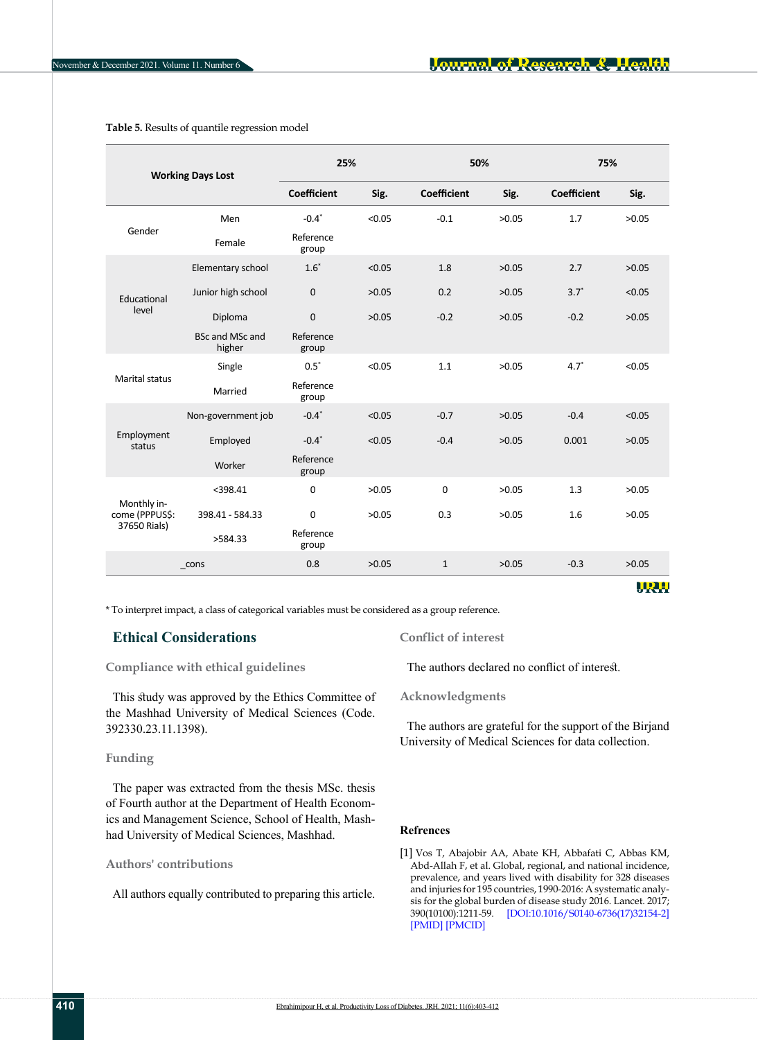**Table 5.** Results of quantile regression model

| Working Days Lost | | 25% | | 50% | | 75% | |
|---|---|---|---|---|---|---|---|
| | | Coefficient | Sig. | Coefficient | Sig. | Coefficient | Sig. |
| Gender | Men | -0.4* | <0.05 | -0.1 | >0.05 | 1.7 | >0.05 |
| | Female | Reference group | | | | | |
| Educational level | Elementary school | 1.6* | <0.05 | 1.8 | >0.05 | 2.7 | >0.05 |
| | Junior high school | 0 | >0.05 | 0.2 | >0.05 | 3.7* | <0.05 |
| | Diploma | 0 | >0.05 | -0.2 | >0.05 | -0.2 | >0.05 |
| | BSc and MSc and higher | Reference group | | | | | |
| Marital status | Single | 0.5* | <0.05 | 1.1 | >0.05 | 4.7* | <0.05 |
| | Married | Reference group | | | | | |
| Employment status | Non-government job | -0.4* | <0.05 | -0.7 | >0.05 | -0.4 | <0.05 |
| | Employed | -0.4* | <0.05 | -0.4 | >0.05 | 0.001 | >0.05 |
| | Worker | Reference group | | | | | |
| Monthly income (PPPUS$: 37650 Rials) | <398.41 | 0 | >0.05 | 0 | >0.05 | 1.3 | >0.05 |
| | 398.41 - 584.33 | 0 | >0.05 | 0.3 | >0.05 | 1.6 | >0.05 |
| | >584.33 | Reference group | | | | | |
| _cons | | 0.8 | >0.05 | 1 | >0.05 | -0.3 | >0.05 |

* To interpret impact, a class of categorical variables must be considered as a group reference.

## Ethical Considerations

### Compliance with ethical guidelines

This study was approved by the Ethics Committee of the Mashhad University of Medical Sciences (Code. 392330.23.11.1398).

### Funding

The paper was extracted from the thesis MSc. thesis of Fourth author at the Department of Health Economics and Management Science, School of Health, Mashhad University of Medical Sciences, Mashhad.

### Authors' contributions

All authors equally contributed to preparing this article.

### Conflict of interest

The authors declared no conflict of interest.

### Acknowledgments

The authors are grateful for the support of the Birjand University of Medical Sciences for data collection.

## Refrences

[1] Vos T, Abajobir AA, Abate KH, Abbafati C, Abbas KM, Abd-Allah F, et al. Global, regional, and national incidence, prevalence, and years lived with disability for 328 diseases and injuries for 195 countries, 1990-2016: A systematic analysis for the global burden of disease study 2016. Lancet. 2017; 390(10100):1211-59. [DOI:10.1016/S0140-6736(17)32154-2] [PMID] [PMCID]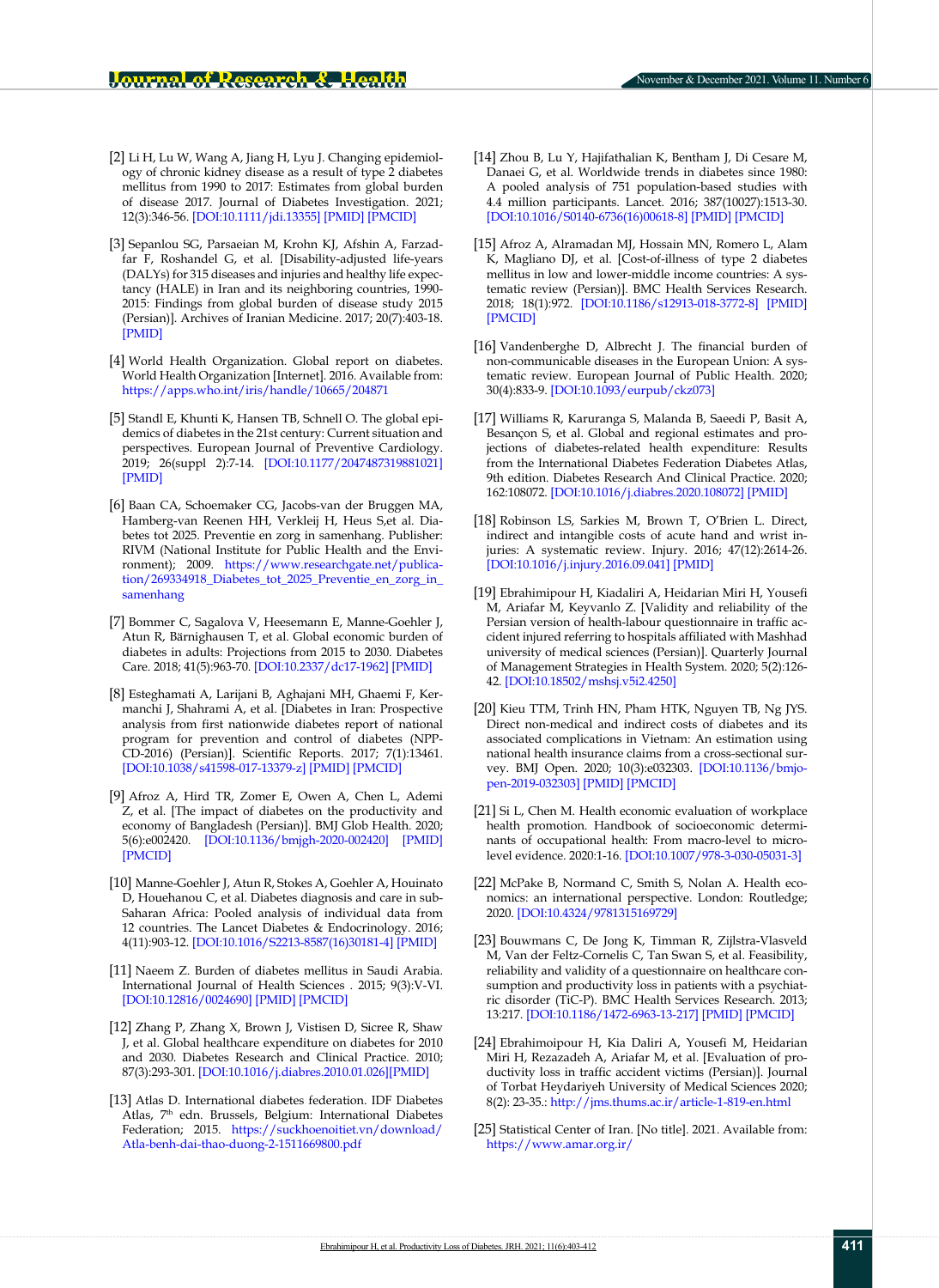[2] Li H, Lu W, Wang A, Jiang H, Lyu J. Changing epidemiology of chronic kidney disease as a result of type 2 diabetes mellitus from 1990 to 2017: Estimates from global burden of disease 2017. Journal of Diabetes Investigation. 2021; 12(3):346-56. [DOI:10.1111/jdi.13355] [PMID] [PMCID]

[3] Sepanlou SG, Parsaeian M, Krohn KJ, Afshin A, Farzadfar F, Roshandel G, et al. [Disability-adjusted life-years (DALYs) for 315 diseases and injuries and healthy life expectancy (HALE) in Iran and its neighboring countries, 1990-2015: Findings from global burden of disease study 2015 (Persian)]. Archives of Iranian Medicine. 2017; 20(7):403-18. [PMID]

[4] World Health Organization. Global report on diabetes. World Health Organization [Internet]. 2016. Available from: https://apps.who.int/iris/handle/10665/204871

[5] Standl E, Khunti K, Hansen TB, Schnell O. The global epidemics of diabetes in the 21st century: Current situation and perspectives. European Journal of Preventive Cardiology. 2019; 26(suppl 2):7-14. [DOI:10.1177/2047487319881021] [PMID]

[6] Baan CA, Schoemaker CG, Jacobs-van der Bruggen MA, Hamberg-van Reenen HH, Verkleij H, Heus S,et al. Diabetes tot 2025. Preventie en zorg in samenhang. Publisher: RIVM (National Institute for Public Health and the Environment); 2009. https://www.researchgate.net/publication/269334918_Diabetes_tot_2025_Preventie_en_zorg_in_samenhang

[7] Bommer C, Sagalova V, Heesemann E, Manne-Goehler J, Atun R, Bärnighausen T, et al. Global economic burden of diabetes in adults: Projections from 2015 to 2030. Diabetes Care. 2018; 41(5):963-70. [DOI:10.2337/dc17-1962] [PMID]

[8] Esteghamati A, Larijani B, Aghajani MH, Ghaemi F, Kermanchi J, Shahrami A, et al. [Diabetes in Iran: Prospective analysis from first nationwide diabetes report of national program for prevention and control of diabetes (NPP-CD-2016) (Persian)]. Scientific Reports. 2017; 7(1):13461. [DOI:10.1038/s41598-017-13379-z] [PMID] [PMCID]

[9] Afroz A, Hird TR, Zomer E, Owen A, Chen L, Ademi Z, et al. [The impact of diabetes on the productivity and economy of Bangladesh (Persian)]. BMJ Glob Health. 2020; 5(6):e002420. [DOI:10.1136/bmjgh-2020-002420] [PMID] [PMCID]

[10] Manne-Goehler J, Atun R, Stokes A, Goehler A, Houinato D, Houehanou C, et al. Diabetes diagnosis and care in sub-Saharan Africa: Pooled analysis of individual data from 12 countries. The Lancet Diabetes & Endocrinology. 2016; 4(11):903-12. [DOI:10.1016/S2213-8587(16)30181-4] [PMID]

[11] Naeem Z. Burden of diabetes mellitus in Saudi Arabia. International Journal of Health Sciences . 2015; 9(3):V-VI. [DOI:10.12816/0024690] [PMID] [PMCID]

[12] Zhang P, Zhang X, Brown J, Vistisen D, Sicree R, Shaw J, et al. Global healthcare expenditure on diabetes for 2010 and 2030. Diabetes Research and Clinical Practice. 2010; 87(3):293-301. [DOI:10.1016/j.diabres.2010.01.026][PMID]

[13] Atlas D. International diabetes federation. IDF Diabetes Atlas, 7th edn. Brussels, Belgium: International Diabetes Federation; 2015. https://suckhoenoitiet.vn/download/Atla-benh-dai-thao-duong-2-1511669800.pdf

[14] Zhou B, Lu Y, Hajifathalian K, Bentham J, Di Cesare M, Danaei G, et al. Worldwide trends in diabetes since 1980: A pooled analysis of 751 population-based studies with 4.4 million participants. Lancet. 2016; 387(10027):1513-30. [DOI:10.1016/S0140-6736(16)00618-8] [PMID] [PMCID]

[15] Afroz A, Alramadan MJ, Hossain MN, Romero L, Alam K, Magliano DJ, et al. [Cost-of-illness of type 2 diabetes mellitus in low and lower-middle income countries: A systematic review (Persian)]. BMC Health Services Research. 2018; 18(1):972. [DOI:10.1186/s12913-018-3772-8] [PMID] [PMCID]

[16] Vandenberghe D, Albrecht J. The financial burden of non-communicable diseases in the European Union: A systematic review. European Journal of Public Health. 2020; 30(4):833-9. [DOI:10.1093/eurpub/ckz073]

[17] Williams R, Karuranga S, Malanda B, Saeedi P, Basit A, Besançon S, et al. Global and regional estimates and projections of diabetes-related health expenditure: Results from the International Diabetes Federation Diabetes Atlas, 9th edition. Diabetes Research And Clinical Practice. 2020; 162:108072. [DOI:10.1016/j.diabres.2020.108072] [PMID]

[18] Robinson LS, Sarkies M, Brown T, O'Brien L. Direct, indirect and intangible costs of acute hand and wrist injuries: A systematic review. Injury. 2016; 47(12):2614-26. [DOI:10.1016/j.injury.2016.09.041] [PMID]

[19] Ebrahimipour H, Kiadaliri A, Heidarian Miri H, Yousefi M, Ariafar M, Keyvanlo Z. [Validity and reliability of the Persian version of health-labour questionnaire in traffic accident injured referring to hospitals affiliated with Mashhad university of medical sciences (Persian)]. Quarterly Journal of Management Strategies in Health System. 2020; 5(2):126-42. [DOI:10.18502/mshsj.v5i2.4250]

[20] Kieu TTM, Trinh HN, Pham HTK, Nguyen TB, Ng JYS. Direct non-medical and indirect costs of diabetes and its associated complications in Vietnam: An estimation using national health insurance claims from a cross-sectional survey. BMJ Open. 2020; 10(3):e032303. [DOI:10.1136/bmjopen-2019-032303] [PMID] [PMCID]

[21] Si L, Chen M. Health economic evaluation of workplace health promotion. Handbook of socioeconomic determinants of occupational health: From macro-level to micro-level evidence. 2020:1-16. [DOI:10.1007/978-3-030-05031-3]

[22] McPake B, Normand C, Smith S, Nolan A. Health economics: an international perspective. London: Routledge; 2020. [DOI:10.4324/9781315169729]

[23] Bouwmans C, De Jong K, Timman R, Zijlstra-Vlasveld M, Van der Feltz-Cornelis C, Tan Swan S, et al. Feasibility, reliability and validity of a questionnaire on healthcare consumption and productivity loss in patients with a psychiatric disorder (TiC-P). BMC Health Services Research. 2013; 13:217. [DOI:10.1186/1472-6963-13-217] [PMID] [PMCID]

[24] Ebrahimoipour H, Kia Daliri A, Yousefi M, Heidarian Miri H, Rezazadeh A, Ariafar M, et al. [Evaluation of productivity loss in traffic accident victims (Persian)]. Journal of Torbat Heydariyeh University of Medical Sciences 2020; 8(2): 23-35.: http://jms.thums.ac.ir/article-1-819-en.html

[25] Statistical Center of Iran. [No title]. 2021. Available from: https://www.amar.org.ir/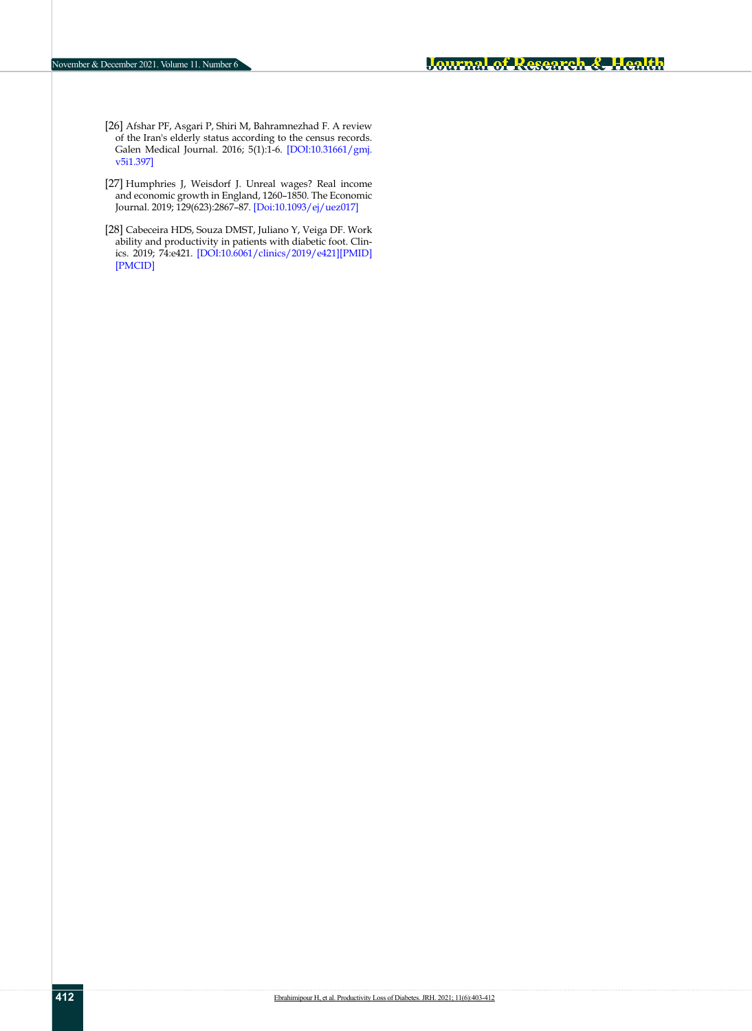[26] Afshar PF, Asgari P, Shiri M, Bahramnezhad F. A review of the Iran's elderly status according to the census records. Galen Medical Journal. 2016; 5(1):1-6. [DOI:10.31661/gmj.v5i1.397]

[27] Humphries J, Weisdorf J. Unreal wages? Real income and economic growth in England, 1260–1850. The Economic Journal. 2019; 129(623):2867–87. [Doi:10.1093/ej/uez017]

[28] Cabeceira HDS, Souza DMST, Juliano Y, Veiga DF. Work ability and productivity in patients with diabetic foot. Clinics. 2019; 74:e421. [DOI:10.6061/clinics/2019/e421][PMID][PMCID]